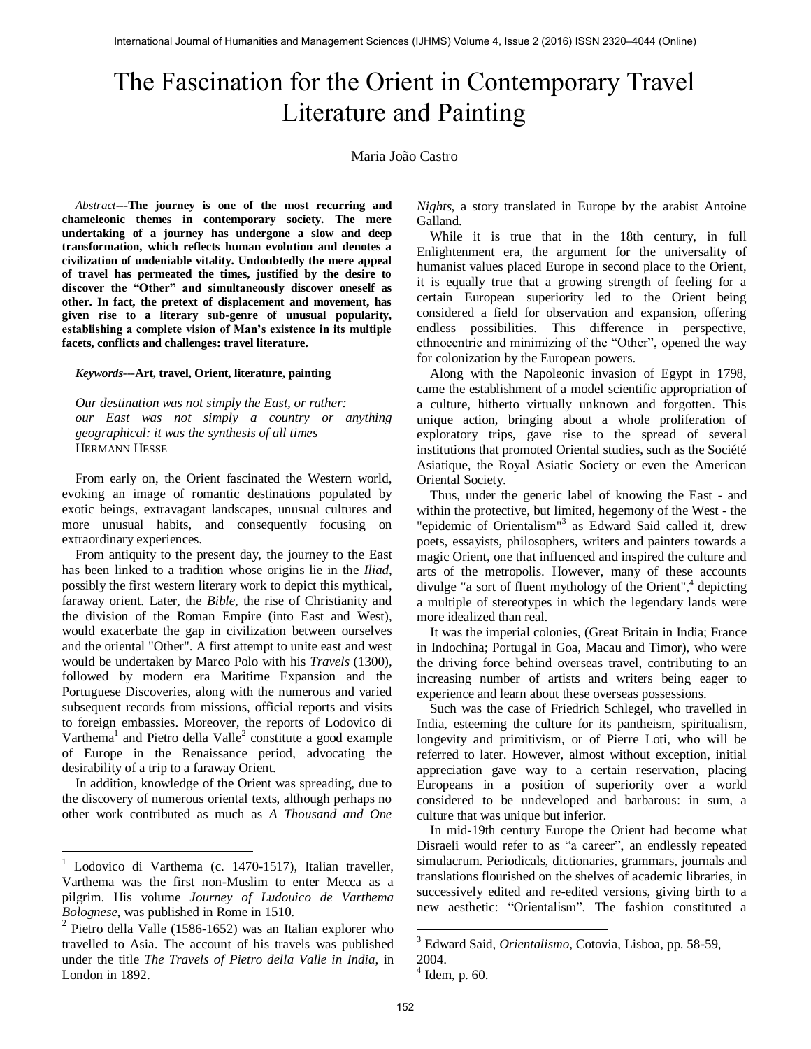# The Fascination for the Orient in Contemporary Travel Literature and Painting

Maria João Castro

*Abstract*---**The journey is one of the most recurring and chameleonic themes in contemporary society. The mere undertaking of a journey has undergone a slow and deep transformation, which reflects human evolution and denotes a civilization of undeniable vitality. Undoubtedly the mere appeal of travel has permeated the times, justified by the desire to discover the "Other" and simultaneously discover oneself as other. In fact, the pretext of displacement and movement, has given rise to a literary sub-genre of unusual popularity, establishing a complete vision of Man's existence in its multiple facets, conflicts and challenges: travel literature.**

***Keywords***---**Art, travel, Orient, literature, painting**

*Our destination was not simply the East, or rather:*
*our East was not simply a country or anything geographical: it was the synthesis of all times*
HERMANN HESSE

From early on, the Orient fascinated the Western world, evoking an image of romantic destinations populated by exotic beings, extravagant landscapes, unusual cultures and more unusual habits, and consequently focusing on extraordinary experiences.

From antiquity to the present day, the journey to the East has been linked to a tradition whose origins lie in the *Iliad*, possibly the first western literary work to depict this mythical, faraway orient. Later, the *Bible*, the rise of Christianity and the division of the Roman Empire (into East and West), would exacerbate the gap in civilization between ourselves and the oriental "Other". A first attempt to unite east and west would be undertaken by Marco Polo with his *Travels* (1300), followed by modern era Maritime Expansion and the Portuguese Discoveries, along with the numerous and varied subsequent records from missions, official reports and visits to foreign embassies. Moreover, the reports of Lodovico di Varthema[1] and Pietro della Valle[2] constitute a good example of Europe in the Renaissance period, advocating the desirability of a trip to a faraway Orient.

In addition, knowledge of the Orient was spreading, due to the discovery of numerous oriental texts, although perhaps no other work contributed as much as *A Thousand and One Nights*, a story translated in Europe by the arabist Antoine Galland.

While it is true that in the 18th century, in full Enlightenment era, the argument for the universality of humanist values placed Europe in second place to the Orient, it is equally true that a growing strength of feeling for a certain European superiority led to the Orient being considered a field for observation and expansion, offering endless possibilities. This difference in perspective, ethnocentric and minimizing of the "Other", opened the way for colonization by the European powers.

Along with the Napoleonic invasion of Egypt in 1798, came the establishment of a model scientific appropriation of a culture, hitherto virtually unknown and forgotten. This unique action, bringing about a whole proliferation of exploratory trips, gave rise to the spread of several institutions that promoted Oriental studies, such as the Société Asiatique, the Royal Asiatic Society or even the American Oriental Society.

Thus, under the generic label of knowing the East - and within the protective, but limited, hegemony of the West - the "epidemic of Orientalism"[3] as Edward Said called it, drew poets, essayists, philosophers, writers and painters towards a magic Orient, one that influenced and inspired the culture and arts of the metropolis. However, many of these accounts divulge "a sort of fluent mythology of the Orient",[4] depicting a multiple of stereotypes in which the legendary lands were more idealized than real.

It was the imperial colonies, (Great Britain in India; France in Indochina; Portugal in Goa, Macau and Timor), who were the driving force behind overseas travel, contributing to an increasing number of artists and writers being eager to experience and learn about these overseas possessions.

Such was the case of Friedrich Schlegel, who travelled in India, esteeming the culture for its pantheism, spiritualism, longevity and primitivism, or of Pierre Loti, who will be referred to later. However, almost without exception, initial appreciation gave way to a certain reservation, placing Europeans in a position of superiority over a world considered to be undeveloped and barbarous: in sum, a culture that was unique but inferior.

In mid-19th century Europe the Orient had become what Disraeli would refer to as "a career", an endlessly repeated simulacrum. Periodicals, dictionaries, grammars, journals and translations flourished on the shelves of academic libraries, in successively edited and re-edited versions, giving birth to a new aesthetic: "Orientalism". The fashion constituted a

---

[1] Lodovico di Varthema (c. 1470-1517), Italian traveller, Varthema was the first non-Muslim to enter Mecca as a pilgrim. His volume *Journey of Ludouico de Varthema Bolognese*, was published in Rome in 1510.

[2] Pietro della Valle (1586-1652) was an Italian explorer who travelled to Asia. The account of his travels was published under the title *The Travels of Pietro della Valle in India*, in London in 1892.

[3] Edward Said, *Orientalismo*, Cotovia, Lisboa, pp. 58-59, 2004.

[4] Idem, p. 60.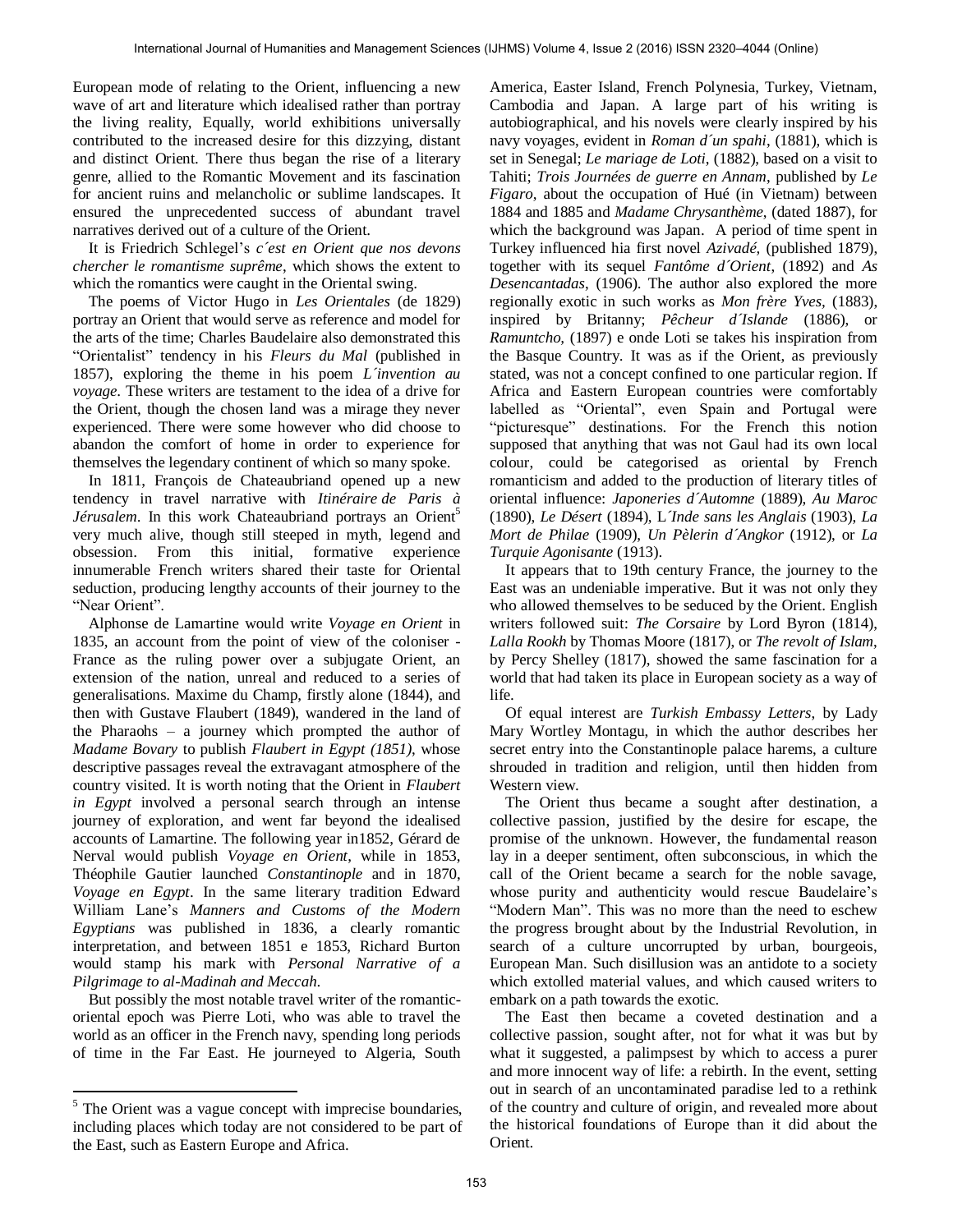European mode of relating to the Orient, influencing a new wave of art and literature which idealised rather than portray the living reality, Equally, world exhibitions universally contributed to the increased desire for this dizzying, distant and distinct Orient. There thus began the rise of a literary genre, allied to the Romantic Movement and its fascination for ancient ruins and melancholic or sublime landscapes. It ensured the unprecedented success of abundant travel narratives derived out of a culture of the Orient.

It is Friedrich Schlegel's *c´est en Orient que nos devons chercher le romantisme suprême*, which shows the extent to which the romantics were caught in the Oriental swing.

The poems of Victor Hugo in *Les Orientales* (de 1829) portray an Orient that would serve as reference and model for the arts of the time; Charles Baudelaire also demonstrated this "Orientalist" tendency in his *Fleurs du Mal* (published in 1857), exploring the theme in his poem *L´invention au voyage*. These writers are testament to the idea of a drive for the Orient, though the chosen land was a mirage they never experienced. There were some however who did choose to abandon the comfort of home in order to experience for themselves the legendary continent of which so many spoke.

In 1811, François de Chateaubriand opened up a new tendency in travel narrative with *Itinéraire de Paris à Jérusalem*. In this work Chateaubriand portrays an Orient[5] very much alive, though still steeped in myth, legend and obsession. From this initial, formative experience innumerable French writers shared their taste for Oriental seduction, producing lengthy accounts of their journey to the "Near Orient".

Alphonse de Lamartine would write *Voyage en Orient* in 1835, an account from the point of view of the coloniser - France as the ruling power over a subjugate Orient, an extension of the nation, unreal and reduced to a series of generalisations. Maxime du Champ, firstly alone (1844), and then with Gustave Flaubert (1849), wandered in the land of the Pharaohs – a journey which prompted the author of *Madame Bovary* to publish *Flaubert in Egypt (1851)*, whose descriptive passages reveal the extravagant atmosphere of the country visited. It is worth noting that the Orient in *Flaubert in Egypt* involved a personal search through an intense journey of exploration, and went far beyond the idealised accounts of Lamartine. The following year in1852, Gérard de Nerval would publish *Voyage en Orient*, while in 1853, Théophile Gautier launched *Constantinople* and in 1870, *Voyage en Egypt*. In the same literary tradition Edward William Lane's *Manners and Customs of the Modern Egyptians* was published in 1836, a clearly romantic interpretation, and between 1851 e 1853, Richard Burton would stamp his mark with *Personal Narrative of a Pilgrimage to al-Madinah and Meccah*.

But possibly the most notable travel writer of the romantic-oriental epoch was Pierre Loti, who was able to travel the world as an officer in the French navy, spending long periods of time in the Far East. He journeyed to Algeria, South America, Easter Island, French Polynesia, Turkey, Vietnam, Cambodia and Japan. A large part of his writing is autobiographical, and his novels were clearly inspired by his navy voyages, evident in *Roman d´un spahi*, (1881), which is set in Senegal; *Le mariage de Loti*, (1882), based on a visit to Tahiti; *Trois Journées de guerre en Annam*, published by *Le Figaro*, about the occupation of Hué (in Vietnam) between 1884 and 1885 and *Madame Chrysanthème*, (dated 1887), for which the background was Japan. A period of time spent in Turkey influenced hia first novel *Azivadé*, (published 1879), together with its sequel *Fantôme d´Orient*, (1892) and *As Desencantadas*, (1906). The author also explored the more regionally exotic in such works as *Mon frère Yves*, (1883), inspired by Britanny; *Pêcheur d´Islande* (1886), or *Ramuntcho*, (1897) e onde Loti se takes his inspiration from the Basque Country. It was as if the Orient, as previously stated, was not a concept confined to one particular region. If Africa and Eastern European countries were comfortably labelled as "Oriental", even Spain and Portugal were "picturesque" destinations. For the French this notion supposed that anything that was not Gaul had its own local colour, could be categorised as oriental by French romanticism and added to the production of literary titles of oriental influence: *Japoneries d´Automne* (1889), *Au Maroc* (1890), *Le Désert* (1894), L*´Inde sans les Anglais* (1903), *La Mort de Philae* (1909), *Un Pèlerin d´Angkor* (1912), or *La Turquie Agonisante* (1913).

It appears that to 19th century France, the journey to the East was an undeniable imperative. But it was not only they who allowed themselves to be seduced by the Orient. English writers followed suit: *The Corsaire* by Lord Byron (1814), *Lalla Rookh* by Thomas Moore (1817), or *The revolt of Islam*, by Percy Shelley (1817), showed the same fascination for a world that had taken its place in European society as a way of life.

Of equal interest are *Turkish Embassy Letters*, by Lady Mary Wortley Montagu, in which the author describes her secret entry into the Constantinople palace harems, a culture shrouded in tradition and religion, until then hidden from Western view.

The Orient thus became a sought after destination, a collective passion, justified by the desire for escape, the promise of the unknown. However, the fundamental reason lay in a deeper sentiment, often subconscious, in which the call of the Orient became a search for the noble savage, whose purity and authenticity would rescue Baudelaire's "Modern Man". This was no more than the need to eschew the progress brought about by the Industrial Revolution, in search of a culture uncorrupted by urban, bourgeois, European Man. Such disillusion was an antidote to a society which extolled material values, and which caused writers to embark on a path towards the exotic.

The East then became a coveted destination and a collective passion, sought after, not for what it was but by what it suggested, a palimpsest by which to access a purer and more innocent way of life: a rebirth. In the event, setting out in search of an uncontaminated paradise led to a rethink of the country and culture of origin, and revealed more about the historical foundations of Europe than it did about the Orient.

---

[5] The Orient was a vague concept with imprecise boundaries, including places which today are not considered to be part of the East, such as Eastern Europe and Africa.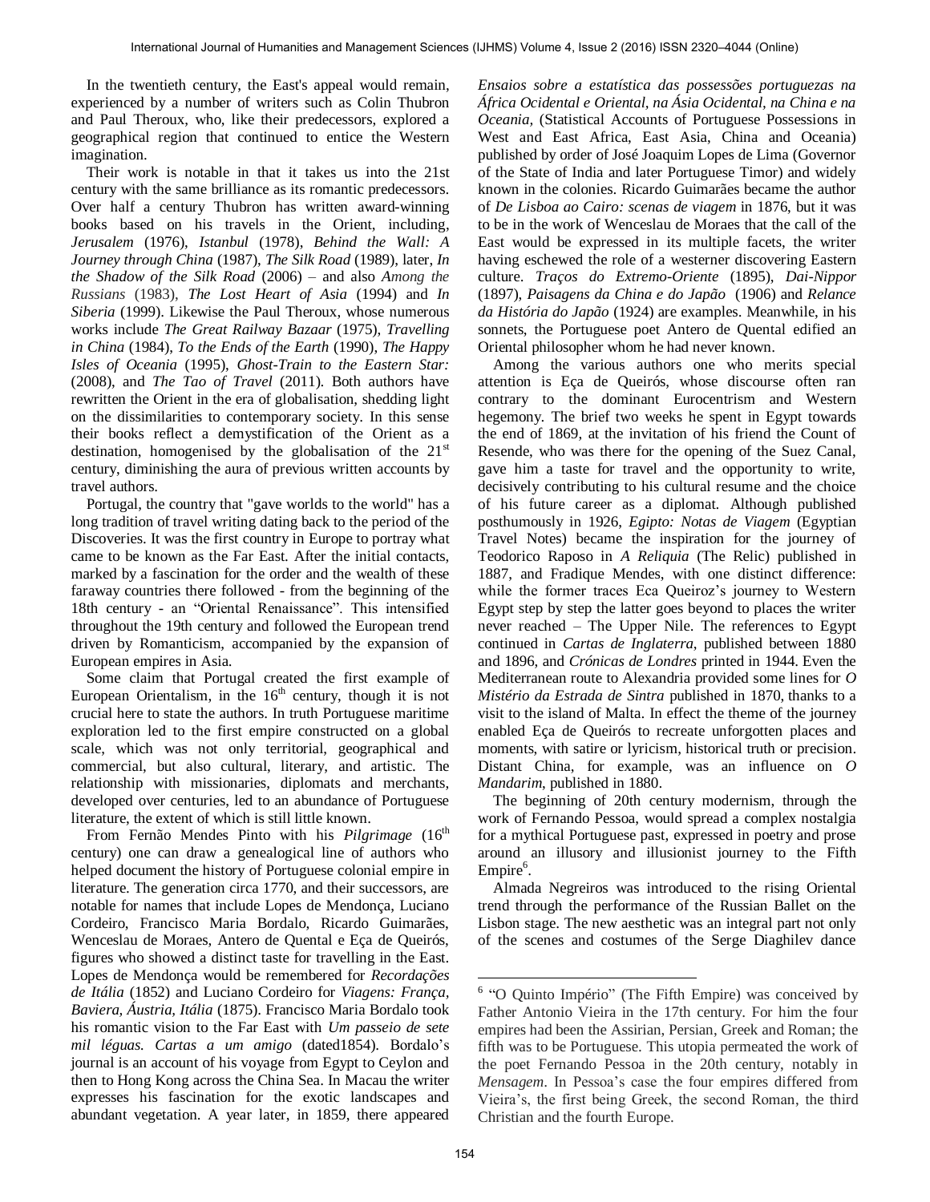In the twentieth century, the East's appeal would remain, experienced by a number of writers such as Colin Thubron and Paul Theroux, who, like their predecessors, explored a geographical region that continued to entice the Western imagination.

Their work is notable in that it takes us into the 21st century with the same brilliance as its romantic predecessors. Over half a century Thubron has written award-winning books based on his travels in the Orient, including, *Jerusalem* (1976), *Istanbul* (1978), *Behind the Wall: A Journey through China* (1987), *The Silk Road* (1989), later, *In the Shadow of the Silk Road* (2006) – and also *Among the Russians* (1983), *The Lost Heart of Asia* (1994) and *In Siberia* (1999). Likewise the Paul Theroux, whose numerous works include *The Great Railway Bazaar* (1975), *Travelling in China* (1984), *To the Ends of the Earth* (1990), *The Happy Isles of Oceania* (1995), *Ghost-Train to the Eastern Star:* (2008), and *The Tao of Travel* (2011). Both authors have rewritten the Orient in the era of globalisation, shedding light on the dissimilarities to contemporary society. In this sense their books reflect a demystification of the Orient as a destination, homogenised by the globalisation of the 21st century, diminishing the aura of previous written accounts by travel authors.

Portugal, the country that "gave worlds to the world" has a long tradition of travel writing dating back to the period of the Discoveries. It was the first country in Europe to portray what came to be known as the Far East. After the initial contacts, marked by a fascination for the order and the wealth of these faraway countries there followed - from the beginning of the 18th century - an "Oriental Renaissance". This intensified throughout the 19th century and followed the European trend driven by Romanticism, accompanied by the expansion of European empires in Asia.

Some claim that Portugal created the first example of European Orientalism, in the 16th century, though it is not crucial here to state the authors. In truth Portuguese maritime exploration led to the first empire constructed on a global scale, which was not only territorial, geographical and commercial, but also cultural, literary, and artistic. The relationship with missionaries, diplomats and merchants, developed over centuries, led to an abundance of Portuguese literature, the extent of which is still little known.

From Fernão Mendes Pinto with his *Pilgrimage* (16th century) one can draw a genealogical line of authors who helped document the history of Portuguese colonial empire in literature. The generation circa 1770, and their successors, are notable for names that include Lopes de Mendonça, Luciano Cordeiro, Francisco Maria Bordalo, Ricardo Guimarães, Wenceslau de Moraes, Antero de Quental e Eça de Queirós, figures who showed a distinct taste for travelling in the East. Lopes de Mendonça would be remembered for *Recordações de Itália* (1852) and Luciano Cordeiro for *Viagens: França, Baviera, Áustria, Itália* (1875). Francisco Maria Bordalo took his romantic vision to the Far East with *Um passeio de sete mil léguas. Cartas a um amigo* (dated1854). Bordalo's journal is an account of his voyage from Egypt to Ceylon and then to Hong Kong across the China Sea. In Macau the writer expresses his fascination for the exotic landscapes and abundant vegetation. A year later, in 1859, there appeared *Ensaios sobre a estatística das possessões portuguezas na África Ocidental e Oriental, na Ásia Ocidental, na China e na Oceania,* (Statistical Accounts of Portuguese Possessions in West and East Africa, East Asia, China and Oceania) published by order of José Joaquim Lopes de Lima (Governor of the State of India and later Portuguese Timor) and widely known in the colonies. Ricardo Guimarães became the author of *De Lisboa ao Cairo: scenas de viagem* in 1876, but it was to be in the work of Wenceslau de Moraes that the call of the East would be expressed in its multiple facets, the writer having eschewed the role of a westerner discovering Eastern culture. *Traços do Extremo-Oriente* (1895), *Dai-Nippor* (1897), *Paisagens da China e do Japão* (1906) and *Relance da História do Japão* (1924) are examples. Meanwhile, in his sonnets, the Portuguese poet Antero de Quental edified an Oriental philosopher whom he had never known.

Among the various authors one who merits special attention is Eça de Queirós, whose discourse often ran contrary to the dominant Eurocentrism and Western hegemony. The brief two weeks he spent in Egypt towards the end of 1869, at the invitation of his friend the Count of Resende, who was there for the opening of the Suez Canal, gave him a taste for travel and the opportunity to write, decisively contributing to his cultural resume and the choice of his future career as a diplomat. Although published posthumously in 1926, *Egipto: Notas de Viagem* (Egyptian Travel Notes) became the inspiration for the journey of Teodorico Raposo in *A Reliquia* (The Relic) published in 1887, and Fradique Mendes, with one distinct difference: while the former traces Eca Queiroz's journey to Western Egypt step by step the latter goes beyond to places the writer never reached – The Upper Nile. The references to Egypt continued in *Cartas de Inglaterra*, published between 1880 and 1896, and *Crónicas de Londres* printed in 1944. Even the Mediterranean route to Alexandria provided some lines for *O Mistério da Estrada de Sintra* published in 1870, thanks to a visit to the island of Malta. In effect the theme of the journey enabled Eça de Queirós to recreate unforgotten places and moments, with satire or lyricism, historical truth or precision. Distant China, for example, was an influence on *O Mandarim*, published in 1880.

The beginning of 20th century modernism, through the work of Fernando Pessoa, would spread a complex nostalgia for a mythical Portuguese past, expressed in poetry and prose around an illusory and illusionist journey to the Fifth Empire[6].

Almada Negreiros was introduced to the rising Oriental trend through the performance of the Russian Ballet on the Lisbon stage. The new aesthetic was an integral part not only of the scenes and costumes of the Serge Diaghilev dance

---

[6] "O Quinto Império" (The Fifth Empire) was conceived by Father Antonio Vieira in the 17th century. For him the four empires had been the Assirian, Persian, Greek and Roman; the fifth was to be Portuguese. This utopia permeated the work of the poet Fernando Pessoa in the 20th century, notably in *Mensagem*. In Pessoa's case the four empires differed from Vieira's, the first being Greek, the second Roman, the third Christian and the fourth Europe.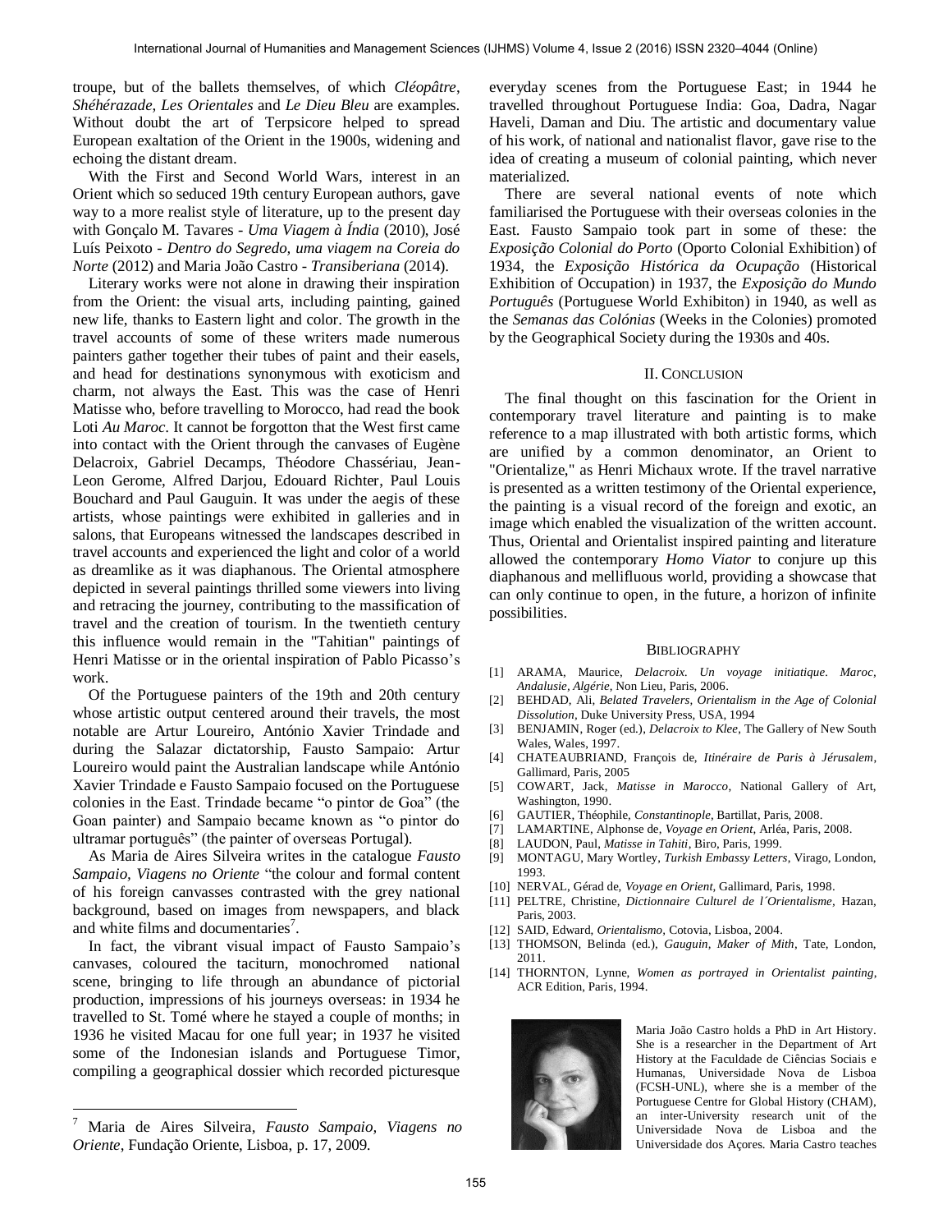troupe, but of the ballets themselves, of which *Cléopâtre*, *Shéhérazade*, *Les Orientales* and *Le Dieu Bleu* are examples. Without doubt the art of Terpsicore helped to spread European exaltation of the Orient in the 1900s, widening and echoing the distant dream.

With the First and Second World Wars, interest in an Orient which so seduced 19th century European authors, gave way to a more realist style of literature, up to the present day with Gonçalo M. Tavares - *Uma Viagem à Índia* (2010), José Luís Peixoto - *Dentro do Segredo, uma viagem na Coreia do Norte* (2012) and Maria João Castro - *Transiberiana* (2014).

Literary works were not alone in drawing their inspiration from the Orient: the visual arts, including painting, gained new life, thanks to Eastern light and color. The growth in the travel accounts of some of these writers made numerous painters gather together their tubes of paint and their easels, and head for destinations synonymous with exoticism and charm, not always the East. This was the case of Henri Matisse who, before travelling to Morocco, had read the book Loti *Au Maroc*. It cannot be forgotton that the West first came into contact with the Orient through the canvases of Eugène Delacroix, Gabriel Decamps, Théodore Chassériau, Jean-Leon Gerome, Alfred Darjou, Edouard Richter, Paul Louis Bouchard and Paul Gauguin. It was under the aegis of these artists, whose paintings were exhibited in galleries and in salons, that Europeans witnessed the landscapes described in travel accounts and experienced the light and color of a world as dreamlike as it was diaphanous. The Oriental atmosphere depicted in several paintings thrilled some viewers into living and retracing the journey, contributing to the massification of travel and the creation of tourism. In the twentieth century this influence would remain in the "Tahitian" paintings of Henri Matisse or in the oriental inspiration of Pablo Picasso's work.

Of the Portuguese painters of the 19th and 20th century whose artistic output centered around their travels, the most notable are Artur Loureiro, António Xavier Trindade and during the Salazar dictatorship, Fausto Sampaio: Artur Loureiro would paint the Australian landscape while António Xavier Trindade e Fausto Sampaio focused on the Portuguese colonies in the East. Trindade became "o pintor de Goa" (the Goan painter) and Sampaio became known as "o pintor do ultramar português" (the painter of overseas Portugal).

As Maria de Aires Silveira writes in the catalogue *Fausto Sampaio, Viagens no Oriente* "the colour and formal content of his foreign canvasses contrasted with the grey national background, based on images from newspapers, and black and white films and documentaries[7].

In fact, the vibrant visual impact of Fausto Sampaio's canvases, coloured the taciturn, monochromed national scene, bringing to life through an abundance of pictorial production, impressions of his journeys overseas: in 1934 he travelled to St. Tomé where he stayed a couple of months; in 1936 he visited Macau for one full year; in 1937 he visited some of the Indonesian islands and Portuguese Timor, compiling a geographical dossier which recorded picturesque everyday scenes from the Portuguese East; in 1944 he travelled throughout Portuguese India: Goa, Dadra, Nagar Haveli, Daman and Diu. The artistic and documentary value of his work, of national and nationalist flavor, gave rise to the idea of creating a museum of colonial painting, which never materialized.

There are several national events of note which familiarised the Portuguese with their overseas colonies in the East. Fausto Sampaio took part in some of these: the *Exposição Colonial do Porto* (Oporto Colonial Exhibition) of 1934, the *Exposição Histórica da Ocupação* (Historical Exhibition of Occupation) in 1937, the *Exposição do Mundo Português* (Portuguese World Exhibiton) in 1940, as well as the *Semanas das Colónias* (Weeks in the Colonies) promoted by the Geographical Society during the 1930s and 40s.

## II. Conclusion

The final thought on this fascination for the Orient in contemporary travel literature and painting is to make reference to a map illustrated with both artistic forms, which are unified by a common denominator, an Orient to "Orientalize," as Henri Michaux wrote. If the travel narrative is presented as a written testimony of the Oriental experience, the painting is a visual record of the foreign and exotic, an image which enabled the visualization of the written account. Thus, Oriental and Orientalist inspired painting and literature allowed the contemporary *Homo Viator* to conjure up this diaphanous and mellifluous world, providing a showcase that can only continue to open, in the future, a horizon of infinite possibilities.

## Bibliography

[1] ARAMA, Maurice, *Delacroix. Un voyage initiatique. Maroc, Andalusie, Algérie*, Non Lieu, Paris, 2006.
[2] BEHDAD, Ali, *Belated Travelers, Orientalism in the Age of Colonial Dissolution*, Duke University Press, USA, 1994
[3] BENJAMIN, Roger (ed.), *Delacroix to Klee*, The Gallery of New South Wales, Wales, 1997.
[4] CHATEAUBRIAND, François de, *Itinéraire de Paris à Jérusalem*, Gallimard, Paris, 2005
[5] COWART, Jack, *Matisse in Marocco*, National Gallery of Art, Washington, 1990.
[6] GAUTIER, Théophile, *Constantinople*, Bartillat, Paris, 2008.
[7] LAMARTINE, Alphonse de, *Voyage en Orient*, Arléa, Paris, 2008.
[8] LAUDON, Paul, *Matisse in Tahiti*, Biro, Paris, 1999.
[9] MONTAGU, Mary Wortley, *Turkish Embassy Letters*, Virago, London, 1993.
[10] NERVAL, Gérad de, *Voyage en Orient*, Gallimard, Paris, 1998.
[11] PELTRE, Christine, *Dictionnaire Culturel de l´Orientalisme*, Hazan, Paris, 2003.
[12] SAID, Edward, *Orientalismo*, Cotovia, Lisboa, 2004.
[13] THOMSON, Belinda (ed.), *Gauguin, Maker of Mith*, Tate, London, 2011.
[14] THORNTON, Lynne, *Women as portrayed in Orientalist painting*, ACR Edition, Paris, 1994.

Maria João Castro holds a PhD in Art History. She is a researcher in the Department of Art History at the Faculdade de Ciências Sociais e Humanas, Universidade Nova de Lisboa (FCSH-UNL), where she is a member of the Portuguese Centre for Global History (CHAM), an inter-University research unit of the Universidade Nova de Lisboa and the Universidade dos Açores. Maria Castro teaches

---

[7] Maria de Aires Silveira, *Fausto Sampaio, Viagens no Oriente*, Fundação Oriente, Lisboa, p. 17, 2009.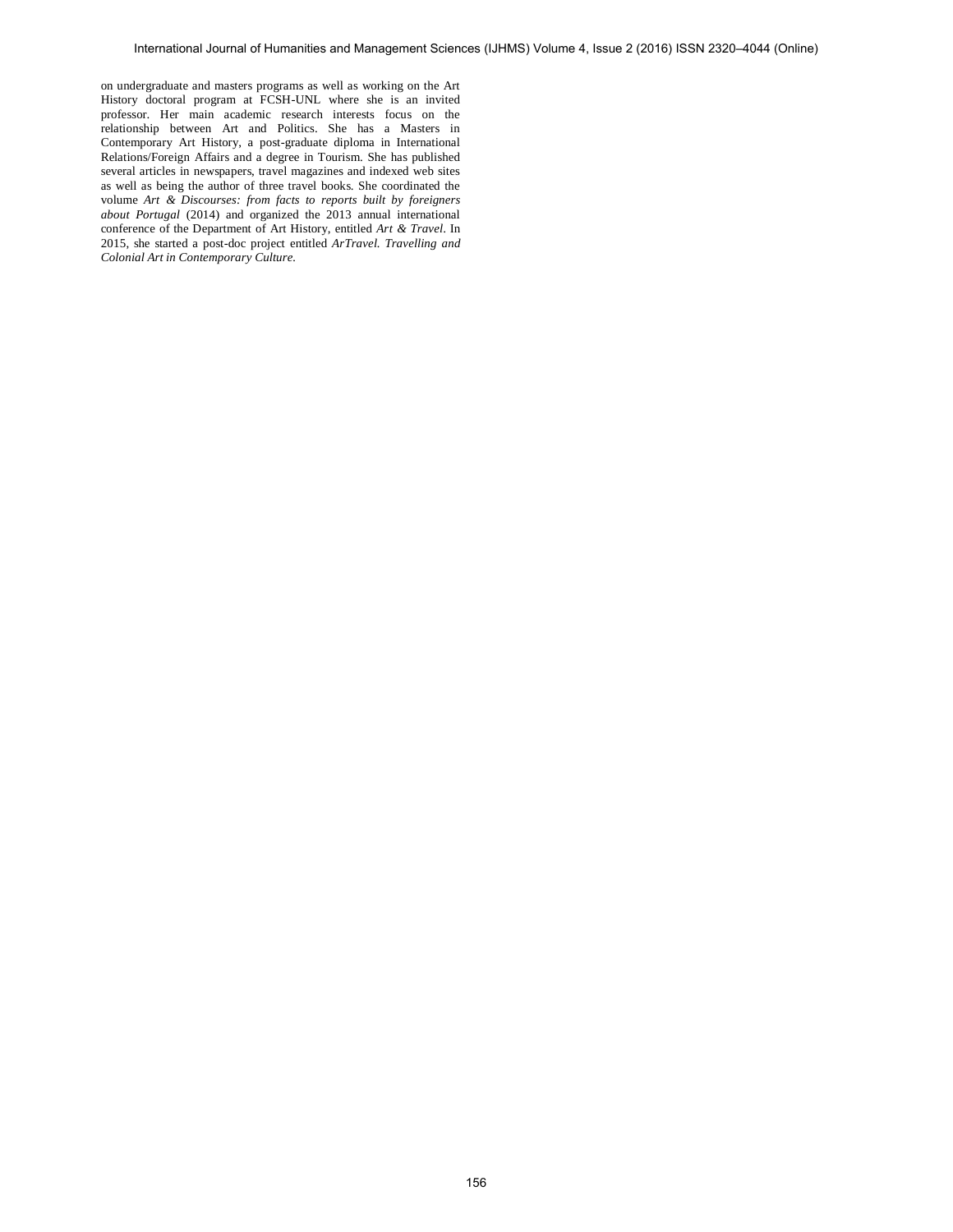on undergraduate and masters programs as well as working on the Art History doctoral program at FCSH-UNL where she is an invited professor. Her main academic research interests focus on the relationship between Art and Politics. She has a Masters in Contemporary Art History, a post-graduate diploma in International Relations/Foreign Affairs and a degree in Tourism. She has published several articles in newspapers, travel magazines and indexed web sites as well as being the author of three travel books. She coordinated the volume *Art & Discourses: from facts to reports built by foreigners about Portugal* (2014) and organized the 2013 annual international conference of the Department of Art History, entitled *Art & Travel*. In 2015, she started a post-doc project entitled *ArTravel. Travelling and Colonial Art in Contemporary Culture*.